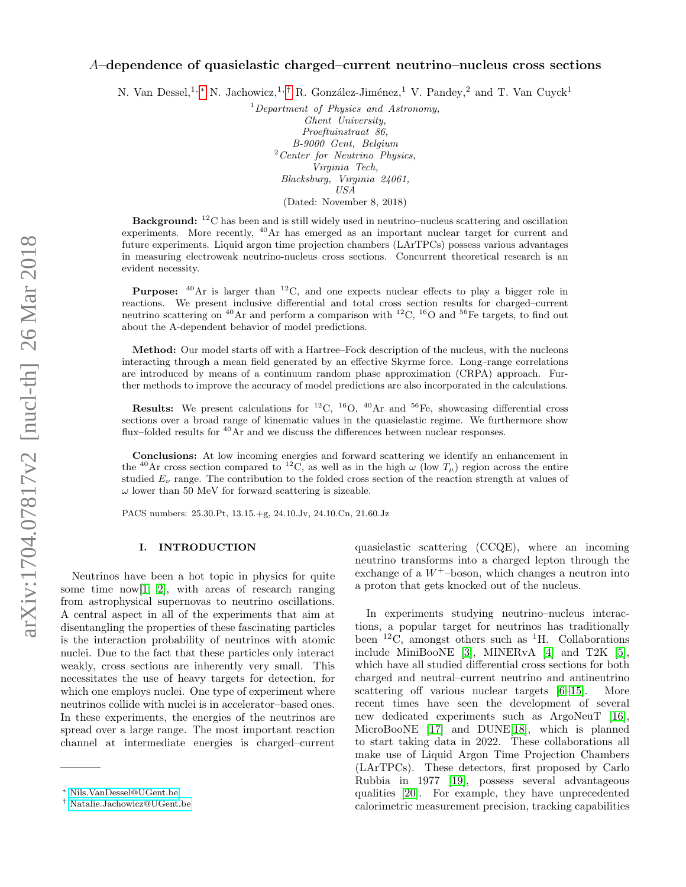# $A$–dependence of quasielastic charged–current neutrino–nucleus cross sections

N. Van Dessel,[1,*] N. Jachowicz,[1,†] R. González-Jiménez,[1] V. Pandey,[2] and T. Van Cuyck[1]

[1] *Department of Physics and Astronomy, Ghent University, Proeftuinstraat 86, B-9000 Gent, Belgium*

[2] *Center for Neutrino Physics, Virginia Tech, Blacksburg, Virginia 24061, USA*

(Dated: November 8, 2018)

**Background:** $^{12}$C has been and is still widely used in neutrino–nucleus scattering and oscillation experiments. More recently, $^{40}$Ar has emerged as an important nuclear target for current and future experiments. Liquid argon time projection chambers (LArTPCs) possess various advantages in measuring electroweak neutrino-nucleus cross sections. Concurrent theoretical research is an evident necessity.

**Purpose:** $^{40}$Ar is larger than $^{12}$C, and one expects nuclear effects to play a bigger role in reactions. We present inclusive differential and total cross section results for charged–current neutrino scattering on $^{40}$Ar and perform a comparison with $^{12}$C, $^{16}$O and $^{56}$Fe targets, to find out about the A-dependent behavior of model predictions.

**Method:** Our model starts off with a Hartree–Fock description of the nucleus, with the nucleons interacting through a mean field generated by an effective Skyrme force. Long–range correlations are introduced by means of a continuum random phase approximation (CRPA) approach. Further methods to improve the accuracy of model predictions are also incorporated in the calculations.

**Results:** We present calculations for $^{12}$C, $^{16}$O, $^{40}$Ar and $^{56}$Fe, showcasing differential cross sections over a broad range of kinematic values in the quasielastic regime. We furthermore show flux–folded results for $^{40}$Ar and we discuss the differences between nuclear responses.

**Conclusions:** At low incoming energies and forward scattering we identify an enhancement in the $^{40}$Ar cross section compared to $^{12}$C, as well as in the high $\omega$ (low $T_\mu$) region across the entire studied $E_\nu$ range. The contribution to the folded cross section of the reaction strength at values of $\omega$ lower than 50 MeV for forward scattering is sizeable.

PACS numbers: 25.30.Pt, 13.15.+g, 24.10.Jv, 24.10.Cn, 21.60.Jz

## I. INTRODUCTION

Neutrinos have been a hot topic in physics for quite some time now[1, 2], with areas of research ranging from astrophysical supernovas to neutrino oscillations. A central aspect in all of the experiments that aim at disentangling the properties of these fascinating particles is the interaction probability of neutrinos with atomic nuclei. Due to the fact that these particles only interact weakly, cross sections are inherently very small. This necessitates the use of heavy targets for detection, for which one employs nuclei. One type of experiment where neutrinos collide with nuclei is in accelerator–based ones. In these experiments, the energies of the neutrinos are spread over a large range. The most important reaction channel at intermediate energies is charged–current quasielastic scattering (CCQE), where an incoming neutrino transforms into a charged lepton through the exchange of a $W^+$–boson, which changes a neutron into a proton that gets knocked out of the nucleus.

In experiments studying neutrino–nucleus interactions, a popular target for neutrinos has traditionally been $^{12}$C, amongst others such as $^{1}$H. Collaborations include MiniBooNE [3], MINERvA [4] and T2K [5], which have all studied differential cross sections for both charged and neutral–current neutrino and antineutrino scattering off various nuclear targets [6–15]. More recent times have seen the development of several new dedicated experiments such as ArgoNeuT [16], MicroBooNE [17] and DUNE[18], which is planned to start taking data in 2022. These collaborations all make use of Liquid Argon Time Projection Chambers (LArTPCs). These detectors, first proposed by Carlo Rubbia in 1977 [19], possess several advantageous qualities [20]. For example, they have unprecedented calorimetric measurement precision, tracking capabilities

---

* Nils.VanDessel@UGent.be
† Natalie.Jachowicz@UGent.be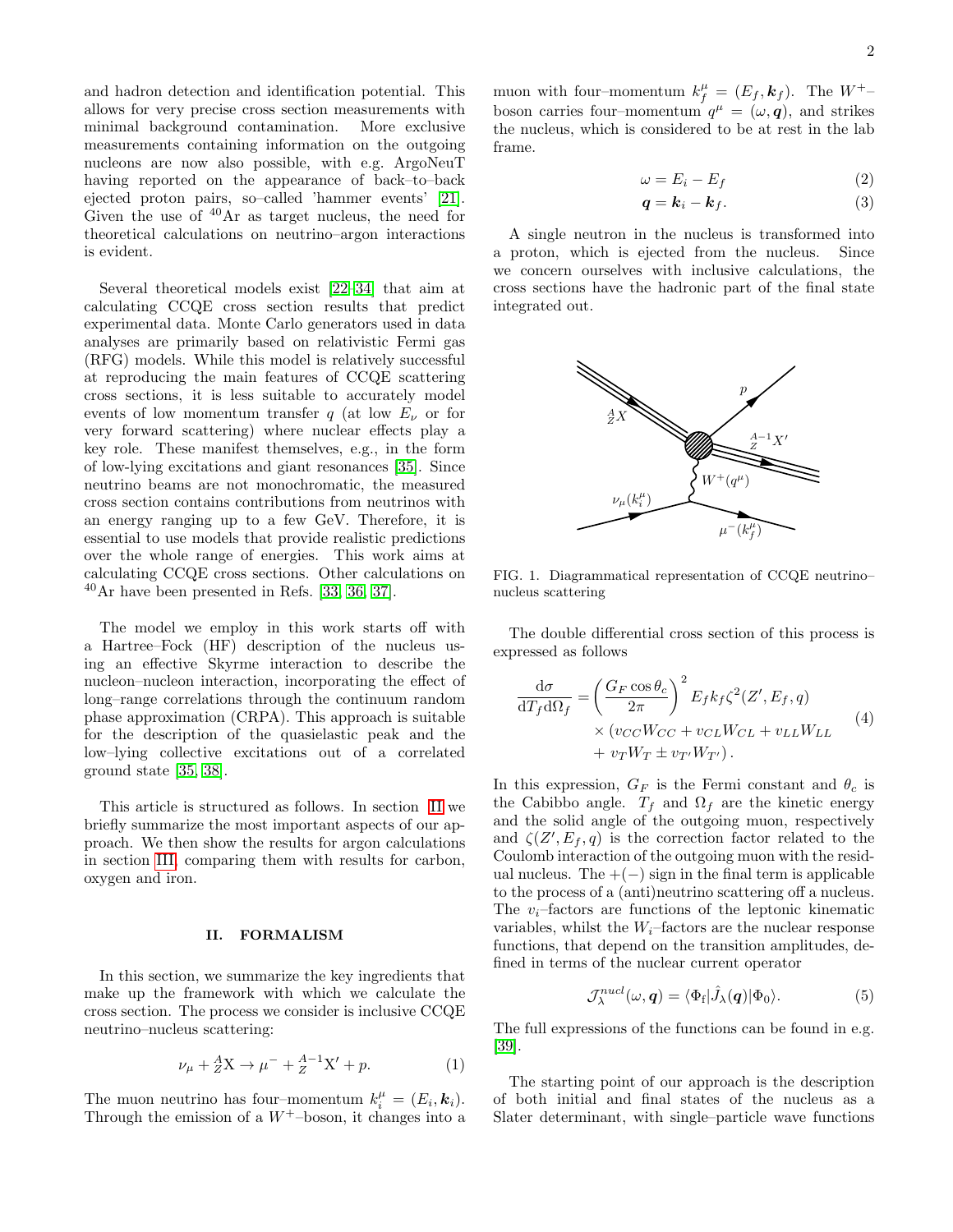and hadron detection and identification potential. This allows for very precise cross section measurements with minimal background contamination. More exclusive measurements containing information on the outgoing nucleons are now also possible, with e.g. ArgoNeuT having reported on the appearance of back–to–back ejected proton pairs, so–called 'hammer events' [21]. Given the use of $^{40}$Ar as target nucleus, the need for theoretical calculations on neutrino–argon interactions is evident.

Several theoretical models exist [22–34] that aim at calculating CCQE cross section results that predict experimental data. Monte Carlo generators used in data analyses are primarily based on relativistic Fermi gas (RFG) models. While this model is relatively successful at reproducing the main features of CCQE scattering cross sections, it is less suitable to accurately model events of low momentum transfer $q$ (at low $E_\nu$ or for very forward scattering) where nuclear effects play a key role. These manifest themselves, e.g., in the form of low-lying excitations and giant resonances [35]. Since neutrino beams are not monochromatic, the measured cross section contains contributions from neutrinos with an energy ranging up to a few GeV. Therefore, it is essential to use models that provide realistic predictions over the whole range of energies. This work aims at calculating CCQE cross sections. Other calculations on $^{40}$Ar have been presented in Refs. [33, 36, 37].

The model we employ in this work starts off with a Hartree–Fock (HF) description of the nucleus using an effective Skyrme interaction to describe the nucleon–nucleon interaction, incorporating the effect of long–range correlations through the continuum random phase approximation (CRPA). This approach is suitable for the description of the quasielastic peak and the low–lying collective excitations out of a correlated ground state [35, 38].

This article is structured as follows. In section II we briefly summarize the most important aspects of our approach. We then show the results for argon calculations in section III, comparing them with results for carbon, oxygen and iron.

## II. FORMALISM

In this section, we summarize the key ingredients that make up the framework with which we calculate the cross section. The process we consider is inclusive CCQE neutrino–nucleus scattering:

$$\nu_\mu + {}^{A}_{Z}\mathrm{X} \rightarrow \mu^- + {}^{A-1}_{Z}\mathrm{X}' + p. \tag{1}$$

The muon neutrino has four–momentum $k_i^\mu = (E_i, \boldsymbol{k}_i)$. Through the emission of a $W^+$–boson, it changes into a muon with four–momentum $k_f^\mu = (E_f, \boldsymbol{k}_f)$. The $W^+$–boson carries four–momentum $q^\mu = (\omega, \boldsymbol{q})$, and strikes the nucleus, which is considered to be at rest in the lab frame.

$$\omega = E_i - E_f \tag{2}$$

$$\boldsymbol{q} = \boldsymbol{k}_i - \boldsymbol{k}_f. \tag{3}$$

A single neutron in the nucleus is transformed into a proton, which is ejected from the nucleus. Since we concern ourselves with inclusive calculations, the cross sections have the hadronic part of the final state integrated out.

FIG. 1. Diagrammatical representation of CCQE neutrino–nucleus scattering

The double differential cross section of this process is expressed as follows

$$\begin{aligned}\frac{\mathrm{d}\sigma}{\mathrm{d}T_f \mathrm{d}\Omega_f} = &\left(\frac{G_F \cos\theta_c}{2\pi}\right)^2 E_f k_f \zeta^2(Z', E_f, q) \\ &\times (v_{CC}W_{CC} + v_{CL}W_{CL} + v_{LL}W_{LL} \\ &+ v_T W_T \pm v_{T'} W_{T'})\,.\end{aligned} \tag{4}$$

In this expression, $G_F$ is the Fermi constant and $\theta_c$ is the Cabibbo angle. $T_f$ and $\Omega_f$ are the kinetic energy and the solid angle of the outgoing muon, respectively and $\zeta(Z', E_f, q)$ is the correction factor related to the Coulomb interaction of the outgoing muon with the residual nucleus. The $+(-)$ sign in the final term is applicable to the process of a (anti)neutrino scattering off a nucleus. The $v_i$–factors are functions of the leptonic kinematic variables, whilst the $W_i$–factors are the nuclear response functions, that depend on the transition amplitudes, defined in terms of the nuclear current operator

$$\mathcal{J}_\lambda^{nucl}(\omega, \boldsymbol{q}) = \langle \Phi_{\mathrm{f}} | \hat{J}_\lambda(\boldsymbol{q}) | \Phi_0 \rangle. \tag{5}$$

The full expressions of the functions can be found in e.g. [39].

The starting point of our approach is the description of both initial and final states of the nucleus as a Slater determinant, with single–particle wave functions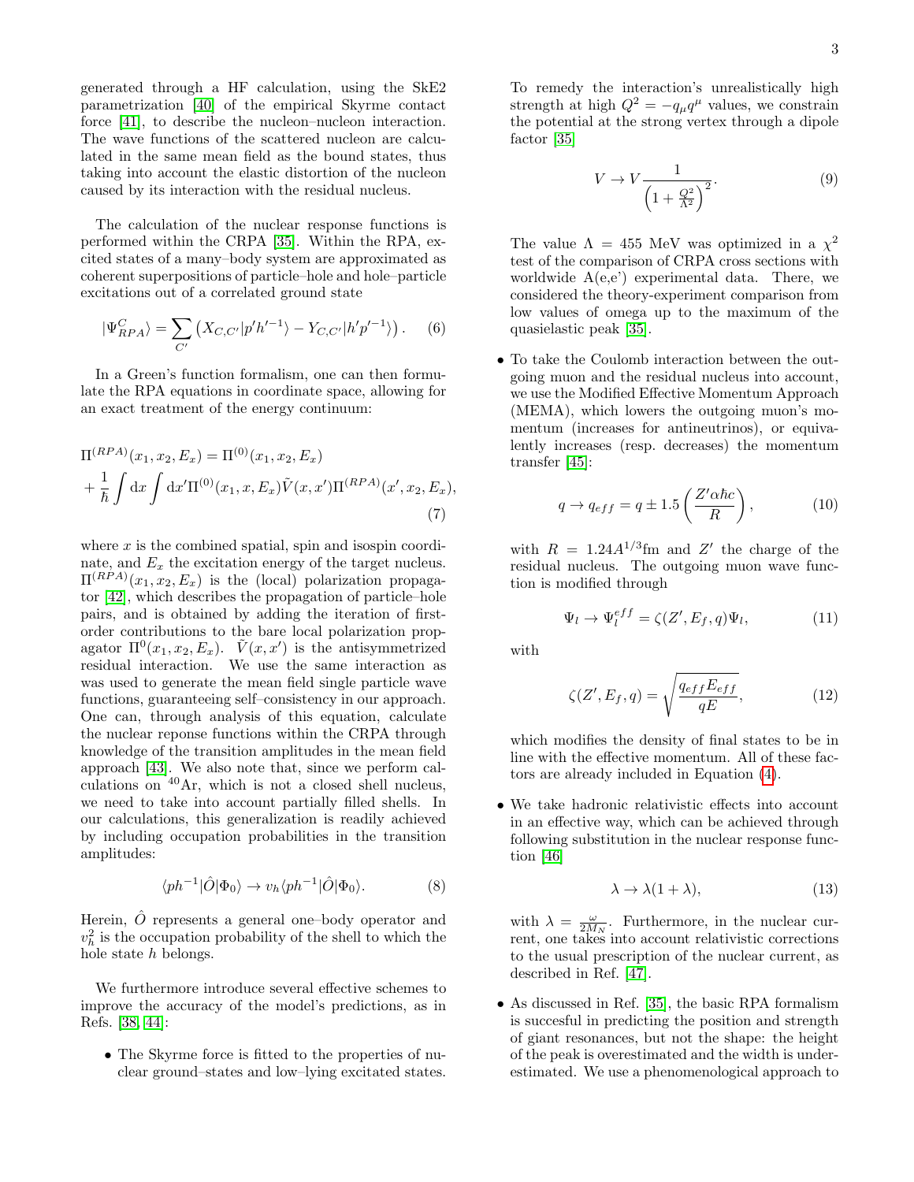generated through a HF calculation, using the SkE2 parametrization [40] of the empirical Skyrme contact force [41], to describe the nucleon–nucleon interaction. The wave functions of the scattered nucleon are calculated in the same mean field as the bound states, thus taking into account the elastic distortion of the nucleon caused by its interaction with the residual nucleus.

The calculation of the nuclear response functions is performed within the CRPA [35]. Within the RPA, excited states of a many–body system are approximated as coherent superpositions of particle–hole and hole–particle excitations out of a correlated ground state

$$|\Psi^{C}_{RPA}\rangle = \sum_{C'} \left( X_{C,C'}|p'h'^{-1}\rangle - Y_{C,C'}|h'p'^{-1}\rangle \right). \quad (6)$$

In a Green's function formalism, one can then formulate the RPA equations in coordinate space, allowing for an exact treatment of the energy continuum:

$$\Pi^{(RPA)}(x_1, x_2, E_x) = \Pi^{(0)}(x_1, x_2, E_x) + \frac{1}{\hbar}\int \mathrm{d}x \int \mathrm{d}x' \Pi^{(0)}(x_1, x, E_x)\tilde{V}(x, x')\Pi^{(RPA)}(x', x_2, E_x), \quad (7)$$

where $x$ is the combined spatial, spin and isospin coordinate, and $E_x$ the excitation energy of the target nucleus. $\Pi^{(RPA)}(x_1, x_2, E_x)$ is the (local) polarization propagator [42], which describes the propagation of particle–hole pairs, and is obtained by adding the iteration of first-order contributions to the bare local polarization propagator $\Pi^0(x_1, x_2, E_x)$. $\tilde{V}(x, x')$ is the antisymmetrized residual interaction. We use the same interaction as was used to generate the mean field single particle wave functions, guaranteeing self–consistency in our approach. One can, through analysis of this equation, calculate the nuclear reponse functions within the CRPA through knowledge of the transition amplitudes in the mean field approach [43]. We also note that, since we perform calculations on $^{40}$Ar, which is not a closed shell nucleus, we need to take into account partially filled shells. In our calculations, this generalization is readily achieved by including occupation probabilities in the transition amplitudes:

$$\langle ph^{-1}|\hat{O}|\Phi_0\rangle \rightarrow v_h \langle ph^{-1}|\hat{O}|\Phi_0\rangle. \quad (8)$$

Herein, $\hat{O}$ represents a general one–body operator and $v_h^2$ is the occupation probability of the shell to which the hole state $h$ belongs.

We furthermore introduce several effective schemes to improve the accuracy of the model's predictions, as in Refs. [38, 44]:

- The Skyrme force is fitted to the properties of nuclear ground–states and low–lying excitated states. To remedy the interaction's unrealistically high strength at high $Q^2 = -q_\mu q^\mu$ values, we constrain the potential at the strong vertex through a dipole factor [35]

$$V \rightarrow V \frac{1}{\left(1 + \frac{Q^2}{\Lambda^2}\right)^2}. \quad (9)$$

  The value $\Lambda = 455$ MeV was optimized in a $\chi^2$ test of the comparison of CRPA cross sections with worldwide A(e,e') experimental data. There, we considered the theory-experiment comparison from low values of omega up to the maximum of the quasielastic peak [35].

- To take the Coulomb interaction between the outgoing muon and the residual nucleus into account, we use the Modified Effective Momentum Approach (MEMA), which lowers the outgoing muon's momentum (increases for antineutrinos), or equivalently increases (resp. decreases) the momentum transfer [45]:

$$q \rightarrow q_{eff} = q \pm 1.5\left(\frac{Z'\alpha\hbar c}{R}\right), \quad (10)$$

  with $R = 1.24A^{1/3}$fm and $Z'$ the charge of the residual nucleus. The outgoing muon wave function is modified through

$$\Psi_l \rightarrow \Psi_l^{eff} = \zeta(Z', E_f, q)\Psi_l, \quad (11)$$

  with

$$\zeta(Z', E_f, q) = \sqrt{\frac{q_{eff}E_{eff}}{qE}}, \quad (12)$$

  which modifies the density of final states to be in line with the effective momentum. All of these factors are already included in Equation (4).

- We take hadronic relativistic effects into account in an effective way, which can be achieved through following substitution in the nuclear response function [46]

$$\lambda \rightarrow \lambda(1 + \lambda), \quad (13)$$

  with $\lambda = \frac{\omega}{2M_N}$. Furthermore, in the nuclear current, one takes into account relativistic corrections to the usual prescription of the nuclear current, as described in Ref. [47].

- As discussed in Ref. [35], the basic RPA formalism is succesful in predicting the position and strength of giant resonances, but not the shape: the height of the peak is overestimated and the width is underestimated. We use a phenomenological approach to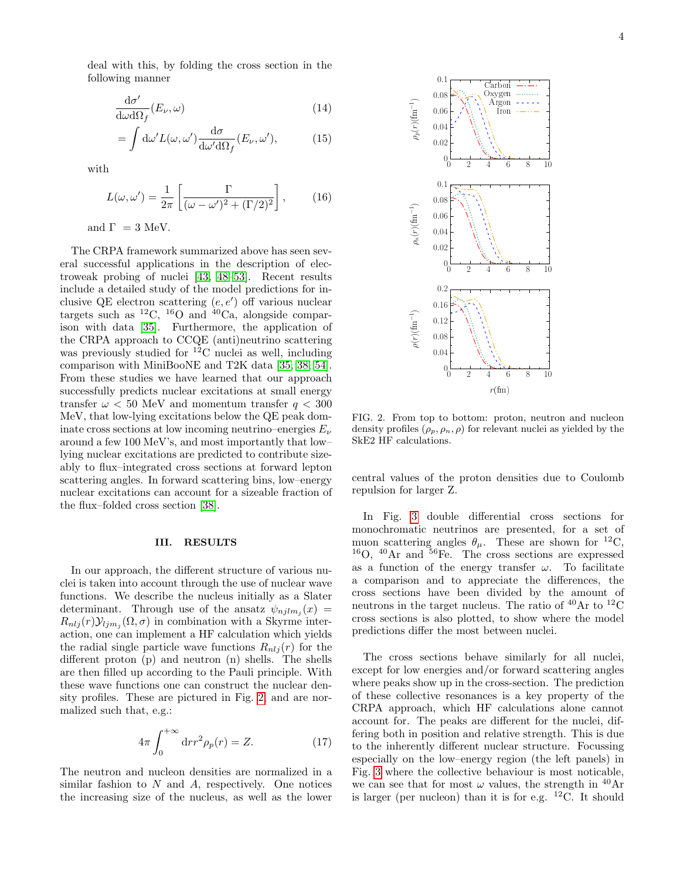deal with this, by folding the cross section in the following manner

$$\frac{\mathrm{d}\sigma'}{\mathrm{d}\omega \mathrm{d}\Omega_f}(E_\nu, \omega) \tag{14}$$

$$= \int \mathrm{d}\omega' L(\omega, \omega') \frac{\mathrm{d}\sigma}{\mathrm{d}\omega' \mathrm{d}\Omega_f}(E_\nu, \omega'), \tag{15}$$

with

$$L(\omega, \omega') = \frac{1}{2\pi}\left[\frac{\Gamma}{(\omega - \omega')^2 + (\Gamma/2)^2}\right], \tag{16}$$

and $\Gamma = 3$ MeV.

The CRPA framework summarized above has seen several successful applications in the description of electroweak probing of nuclei [43, 48–53]. Recent results include a detailed study of the model predictions for inclusive QE electron scattering $(e, e')$ off various nuclear targets such as $^{12}$C, $^{16}$O and $^{40}$Ca, alongside comparison with data [35]. Furthermore, the application of the CRPA approach to CCQE (anti)neutrino scattering was previously studied for $^{12}$C nuclei as well, including comparison with MiniBooNE and T2K data [35, 38, 54]. From these studies we have learned that our approach successfully predicts nuclear excitations at small energy transfer $\omega < 50$ MeV and momentum transfer $q < 300$ MeV, that low-lying excitations below the QE peak dominate cross sections at low incoming neutrino–energies $E_\nu$ around a few 100 MeV's, and most importantly that low–lying nuclear excitations are predicted to contribute sizeably to flux–integrated cross sections at forward lepton scattering angles. In forward scattering bins, low–energy nuclear excitations can account for a sizeable fraction of the flux–folded cross section [38].

## III. RESULTS

In our approach, the different structure of various nuclei is taken into account through the use of nuclear wave functions. We describe the nucleus initially as a Slater determinant. Through use of the ansatz $\psi_{njlm_j}(x) = R_{nlj}(r)\mathcal{Y}_{ljm_j}(\Omega, \sigma)$ in combination with a Skyrme interaction, one can implement a HF calculation which yields the radial single particle wave functions $R_{nlj}(r)$ for the different proton (p) and neutron (n) shells. The shells are then filled up according to the Pauli principle. With these wave functions one can construct the nuclear density profiles. These are pictured in Fig. 2, and are normalized such that, e.g.:

$$4\pi \int_0^{+\infty} \mathrm{d}r r^2 \rho_p(r) = Z. \tag{17}$$

The neutron and nucleon densities are normalized in a similar fashion to $N$ and $A$, respectively. One notices the increasing size of the nucleus, as well as the lower central values of the proton densities due to Coulomb repulsion for larger Z.

FIG. 2. From top to bottom: proton, neutron and nucleon density profiles ($\rho_p, \rho_n, \rho$) for relevant nuclei as yielded by the SkE2 HF calculations.

In Fig. 3 double differential cross sections for monochromatic neutrinos are presented, for a set of muon scattering angles $\theta_\mu$. These are shown for $^{12}$C, $^{16}$O, $^{40}$Ar and $^{56}$Fe. The cross sections are expressed as a function of the energy transfer $\omega$. To facilitate a comparison and to appreciate the differences, the cross sections have been divided by the amount of neutrons in the target nucleus. The ratio of $^{40}$Ar to $^{12}$C cross sections is also plotted, to show where the model predictions differ the most between nuclei.

The cross sections behave similarly for all nuclei, except for low energies and/or forward scattering angles where peaks show up in the cross-section. The prediction of these collective resonances is a key property of the CRPA approach, which HF calculations alone cannot account for. The peaks are different for the nuclei, differing both in position and relative strength. This is due to the inherently different nuclear structure. Focussing especially on the low–energy region (the left panels) in Fig. 3 where the collective behaviour is most noticable, we can see that for most $\omega$ values, the strength in $^{40}$Ar is larger (per nucleon) than it is for e.g. $^{12}$C. It should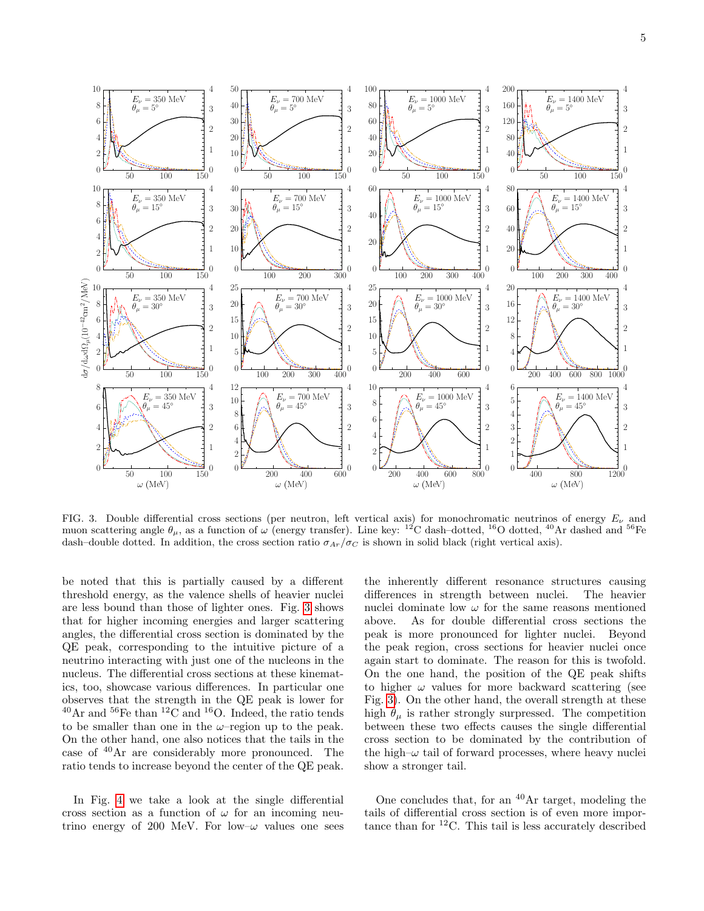FIG. 3. Double differential cross sections (per neutron, left vertical axis) for monochromatic neutrinos of energy $E_\nu$ and muon scattering angle $\theta_\mu$, as a function of $\omega$ (energy transfer). Line key: $^{12}$C dash–dotted, $^{16}$O dotted, $^{40}$Ar dashed and $^{56}$Fe dash–double dotted. In addition, the cross section ratio $\sigma_{Ar}/\sigma_C$ is shown in solid black (right vertical axis).

be noted that this is partially caused by a different threshold energy, as the valence shells of heavier nuclei are less bound than those of lighter ones. Fig. 3 shows that for higher incoming energies and larger scattering angles, the differential cross section is dominated by the QE peak, corresponding to the intuitive picture of a neutrino interacting with just one of the nucleons in the nucleus. The differential cross sections at these kinematics, too, showcase various differences. In particular one observes that the strength in the QE peak is lower for $^{40}$Ar and $^{56}$Fe than $^{12}$C and $^{16}$O. Indeed, the ratio tends to be smaller than one in the $\omega$–region up to the peak. On the other hand, one also notices that the tails in the case of $^{40}$Ar are considerably more pronounced. The ratio tends to increase beyond the center of the QE peak.

In Fig. 4 we take a look at the single differential cross section as a function of $\omega$ for an incoming neutrino energy of 200 MeV. For low–$\omega$ values one sees the inherently different resonance structures causing differences in strength between nuclei. The heavier nuclei dominate low $\omega$ for the same reasons mentioned above. As for double differential cross sections the peak is more pronounced for lighter nuclei. Beyond the peak region, cross sections for heavier nuclei once again start to dominate. The reason for this is twofold. On the one hand, the position of the QE peak shifts to higher $\omega$ values for more backward scattering (see Fig. 3). On the other hand, the overall strength at these high $\theta_\mu$ is rather strongly surpressed. The competition between these two effects causes the single differential cross section to be dominated by the contribution of the high–$\omega$ tail of forward processes, where heavy nuclei show a stronger tail.

One concludes that, for an $^{40}$Ar target, modeling the tails of differential cross section is of even more importance than for $^{12}$C. This tail is less accurately described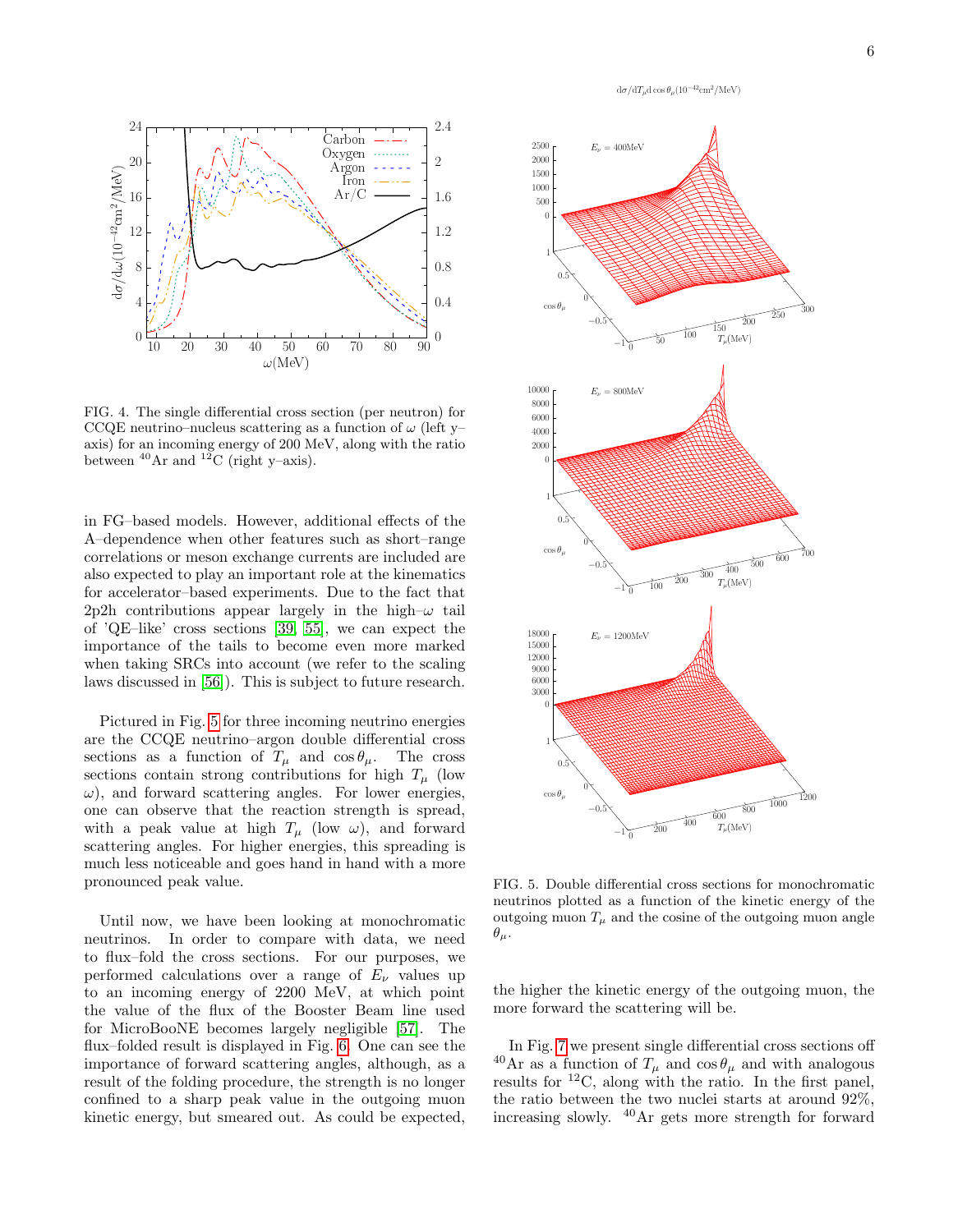FIG. 4. The single differential cross section (per neutron) for CCQE neutrino–nucleus scattering as a function of $\omega$ (left y–axis) for an incoming energy of 200 MeV, along with the ratio between $^{40}$Ar and $^{12}$C (right y–axis).

in FG–based models. However, additional effects of the A–dependence when other features such as short–range correlations or meson exchange currents are included are also expected to play an important role at the kinematics for accelerator–based experiments. Due to the fact that 2p2h contributions appear largely in the high–$\omega$ tail of 'QE–like' cross sections [39, 55], we can expect the importance of the tails to become even more marked when taking SRCs into account (we refer to the scaling laws discussed in [56]). This is subject to future research.

Pictured in Fig. 5 for three incoming neutrino energies are the CCQE neutrino–argon double differential cross sections as a function of $T_\mu$ and $\cos\theta_\mu$. The cross sections contain strong contributions for high $T_\mu$ (low $\omega$), and forward scattering angles. For lower energies, one can observe that the reaction strength is spread, with a peak value at high $T_\mu$ (low $\omega$), and forward scattering angles. For higher energies, this spreading is much less noticeable and goes hand in hand with a more pronounced peak value.

Until now, we have been looking at monochromatic neutrinos. In order to compare with data, we need to flux–fold the cross sections. For our purposes, we performed calculations over a range of $E_\nu$ values up to an incoming energy of 2200 MeV, at which point the value of the flux of the Booster Beam line used for MicroBooNE becomes largely negligible [57]. The flux–folded result is displayed in Fig. 6. One can see the importance of forward scattering angles, although, as a result of the folding procedure, the strength is no longer confined to a sharp peak value in the outgoing muon kinetic energy, but smeared out. As could be expected, the higher the kinetic energy of the outgoing muon, the more forward the scattering will be.

FIG. 5. Double differential cross sections for monochromatic neutrinos plotted as a function of the kinetic energy of the outgoing muon $T_\mu$ and the cosine of the outgoing muon angle $\theta_\mu$.

In Fig. 7 we present single differential cross sections off $^{40}$Ar as a function of $T_\mu$ and $\cos\theta_\mu$ and with analogous results for $^{12}$C, along with the ratio. In the first panel, the ratio between the two nuclei starts at around 92%, increasing slowly. $^{40}$Ar gets more strength for forward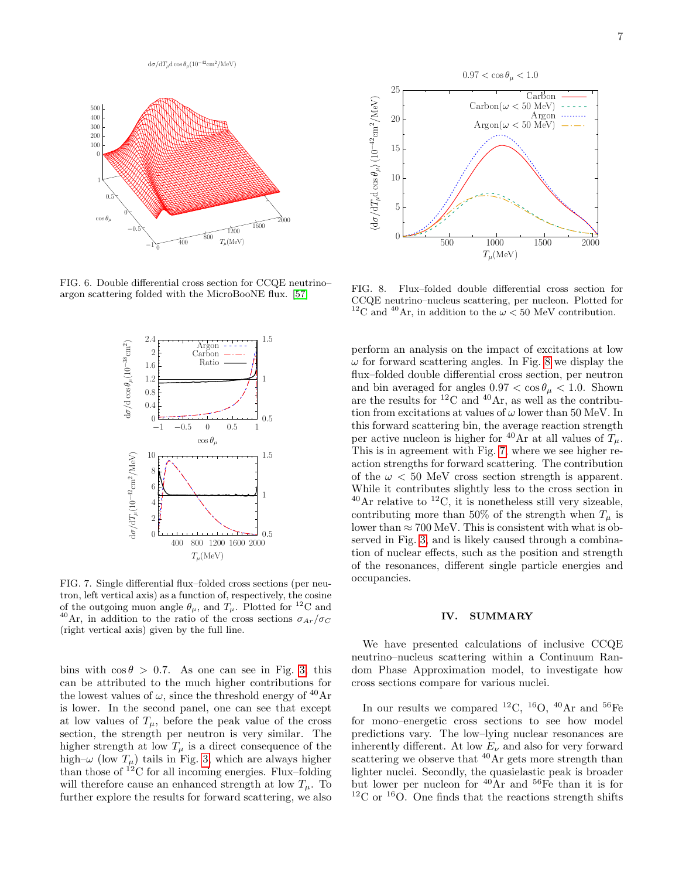FIG. 6. Double differential cross section for CCQE neutrino–argon scattering folded with the MicroBooNE flux. [57]

FIG. 7. Single differential flux–folded cross sections (per neutron, left vertical axis) as a function of, respectively, the cosine of the outgoing muon angle $\theta_\mu$, and $T_\mu$. Plotted for $^{12}$C and $^{40}$Ar, in addition to the ratio of the cross sections $\sigma_{Ar}/\sigma_C$ (right vertical axis) given by the full line.

bins with $\cos\theta > 0.7$. As one can see in Fig. 3, this can be attributed to the much higher contributions for the lowest values of $\omega$, since the threshold energy of $^{40}$Ar is lower. In the second panel, one can see that except at low values of $T_\mu$, before the peak value of the cross section, the strength per neutron is very similar. The higher strength at low $T_\mu$ is a direct consequence of the high–$\omega$ (low $T_\mu$) tails in Fig. 3, which are always higher than those of $^{12}$C for all incoming energies. Flux–folding will therefore cause an enhanced strength at low $T_\mu$. To further explore the results for forward scattering, we also

FIG. 8. Flux–folded double differential cross section for CCQE neutrino–nucleus scattering, per nucleon. Plotted for $^{12}$C and $^{40}$Ar, in addition to the $\omega < 50$ MeV contribution.

perform an analysis on the impact of excitations at low $\omega$ for forward scattering angles. In Fig. 8 we display the flux–folded double differential cross section, per neutron and bin averaged for angles $0.97 < \cos\theta_\mu < 1.0$. Shown are the results for $^{12}$C and $^{40}$Ar, as well as the contribution from excitations at values of $\omega$ lower than 50 MeV. In this forward scattering bin, the average reaction strength per active nucleon is higher for $^{40}$Ar at all values of $T_\mu$. This is in agreement with Fig. 7, where we see higher reaction strengths for forward scattering. The contribution of the $\omega < 50$ MeV cross section strength is apparent. While it contributes slightly less to the cross section in $^{40}$Ar relative to $^{12}$C, it is nonetheless still very sizeable, contributing more than 50% of the strength when $T_\mu$ is lower than $\approx 700$ MeV. This is consistent with what is observed in Fig. 3, and is likely caused through a combination of nuclear effects, such as the position and strength of the resonances, different single particle energies and occupancies.

## IV. SUMMARY

We have presented calculations of inclusive CCQE neutrino–nucleus scattering within a Continuum Random Phase Approximation model, to investigate how cross sections compare for various nuclei.

In our results we compared $^{12}$C, $^{16}$O, $^{40}$Ar and $^{56}$Fe for mono–energetic cross sections to see how model predictions vary. The low–lying nuclear resonances are inherently different. At low $E_\nu$ and also for very forward scattering we observe that $^{40}$Ar gets more strength than lighter nuclei. Secondly, the quasielastic peak is broader but lower per nucleon for $^{40}$Ar and $^{56}$Fe than it is for $^{12}$C or $^{16}$O. One finds that the reactions strength shifts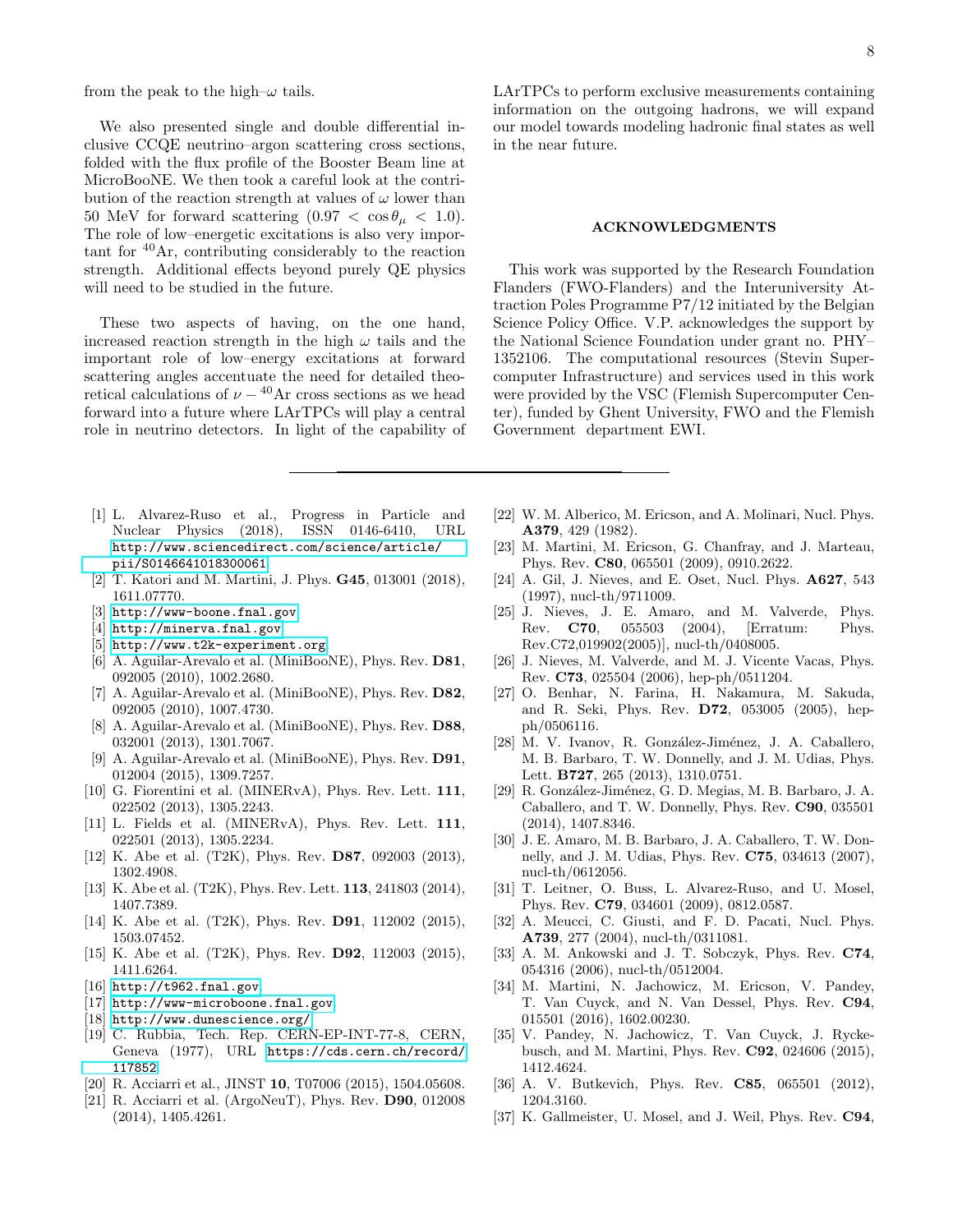from the peak to the high–$\omega$ tails.

We also presented single and double differential inclusive CCQE neutrino–argon scattering cross sections, folded with the flux profile of the Booster Beam line at MicroBooNE. We then took a careful look at the contribution of the reaction strength at values of $\omega$ lower than 50 MeV for forward scattering ($0.97 < \cos\theta_\mu < 1.0$). The role of low–energetic excitations is also very important for $^{40}$Ar, contributing considerably to the reaction strength. Additional effects beyond purely QE physics will need to be studied in the future.

These two aspects of having, on the one hand, increased reaction strength in the high $\omega$ tails and the important role of low–energy excitations at forward scattering angles accentuate the need for detailed theoretical calculations of $\nu-{}^{40}$Ar cross sections as we head forward into a future where LArTPCs will play a central role in neutrino detectors. In light of the capability of LArTPCs to perform exclusive measurements containing information on the outgoing hadrons, we will expand our model towards modeling hadronic final states as well in the near future.

## ACKNOWLEDGMENTS

This work was supported by the Research Foundation Flanders (FWO-Flanders) and the Interuniversity Attraction Poles Programme P7/12 initiated by the Belgian Science Policy Office. V.P. acknowledges the support by the National Science Foundation under grant no. PHY–1352106. The computational resources (Stevin Supercomputer Infrastructure) and services used in this work were provided by the VSC (Flemish Supercomputer Center), funded by Ghent University, FWO and the Flemish Government department EWI.

---

[1] L. Alvarez-Ruso et al., Progress in Particle and Nuclear Physics (2018), ISSN 0146-6410, URL http://www.sciencedirect.com/science/article/pii/S0146641018300061.
[2] T. Katori and M. Martini, J. Phys. **G45**, 013001 (2018), 1611.07770.
[3] http://www-boone.fnal.gov.
[4] http://minerva.fnal.gov.
[5] http://www.t2k-experiment.org.
[6] A. Aguilar-Arevalo et al. (MiniBooNE), Phys. Rev. **D81**, 092005 (2010), 1002.2680.
[7] A. Aguilar-Arevalo et al. (MiniBooNE), Phys. Rev. **D82**, 092005 (2010), 1007.4730.
[8] A. Aguilar-Arevalo et al. (MiniBooNE), Phys. Rev. **D88**, 032001 (2013), 1301.7067.
[9] A. Aguilar-Arevalo et al. (MiniBooNE), Phys. Rev. **D91**, 012004 (2015), 1309.7257.
[10] G. Fiorentini et al. (MINERvA), Phys. Rev. Lett. **111**, 022502 (2013), 1305.2243.
[11] L. Fields et al. (MINERvA), Phys. Rev. Lett. **111**, 022501 (2013), 1305.2234.
[12] K. Abe et al. (T2K), Phys. Rev. **D87**, 092003 (2013), 1302.4908.
[13] K. Abe et al. (T2K), Phys. Rev. Lett. **113**, 241803 (2014), 1407.7389.
[14] K. Abe et al. (T2K), Phys. Rev. **D91**, 112002 (2015), 1503.07452.
[15] K. Abe et al. (T2K), Phys. Rev. **D92**, 112003 (2015), 1411.6264.
[16] http://t962.fnal.gov.
[17] http://www-microboone.fnal.gov.
[18] http://www.dunescience.org/.
[19] C. Rubbia, Tech. Rep. CERN-EP-INT-77-8, CERN, Geneva (1977), URL https://cds.cern.ch/record/117852.
[20] R. Acciarri et al., JINST **10**, T07006 (2015), 1504.05608.
[21] R. Acciarri et al. (ArgoNeuT), Phys. Rev. **D90**, 012008 (2014), 1405.4261.
[22] W. M. Alberico, M. Ericson, and A. Molinari, Nucl. Phys. **A379**, 429 (1982).
[23] M. Martini, M. Ericson, G. Chanfray, and J. Marteau, Phys. Rev. **C80**, 065501 (2009), 0910.2622.
[24] A. Gil, J. Nieves, and E. Oset, Nucl. Phys. **A627**, 543 (1997), nucl-th/9711009.
[25] J. Nieves, J. E. Amaro, and M. Valverde, Phys. Rev. **C70**, 055503 (2004), [Erratum: Phys. Rev.C72,019902(2005)], nucl-th/0408005.
[26] J. Nieves, M. Valverde, and M. J. Vicente Vacas, Phys. Rev. **C73**, 025504 (2006), hep-ph/0511204.
[27] O. Benhar, N. Farina, H. Nakamura, M. Sakuda, and R. Seki, Phys. Rev. **D72**, 053005 (2005), hep-ph/0506116.
[28] M. V. Ivanov, R. González-Jiménez, J. A. Caballero, M. B. Barbaro, T. W. Donnelly, and J. M. Udias, Phys. Lett. **B727**, 265 (2013), 1310.0751.
[29] R. González-Jiménez, G. D. Megias, M. B. Barbaro, J. A. Caballero, and T. W. Donnelly, Phys. Rev. **C90**, 035501 (2014), 1407.8346.
[30] J. E. Amaro, M. B. Barbaro, J. A. Caballero, T. W. Donnelly, and J. M. Udias, Phys. Rev. **C75**, 034613 (2007), nucl-th/0612056.
[31] T. Leitner, O. Buss, L. Alvarez-Ruso, and U. Mosel, Phys. Rev. **C79**, 034601 (2009), 0812.0587.
[32] A. Meucci, C. Giusti, and F. D. Pacati, Nucl. Phys. **A739**, 277 (2004), nucl-th/0311081.
[33] A. M. Ankowski and J. T. Sobczyk, Phys. Rev. **C74**, 054316 (2006), nucl-th/0512004.
[34] M. Martini, N. Jachowicz, M. Ericson, V. Pandey, T. Van Cuyck, and N. Van Dessel, Phys. Rev. **C94**, 015501 (2016), 1602.00230.
[35] V. Pandey, N. Jachowicz, T. Van Cuyck, J. Ryckebusch, and M. Martini, Phys. Rev. **C92**, 024606 (2015), 1412.4624.
[36] A. V. Butkevich, Phys. Rev. **C85**, 065501 (2012), 1204.3160.
[37] K. Gallmeister, U. Mosel, and J. Weil, Phys. Rev. **C94**,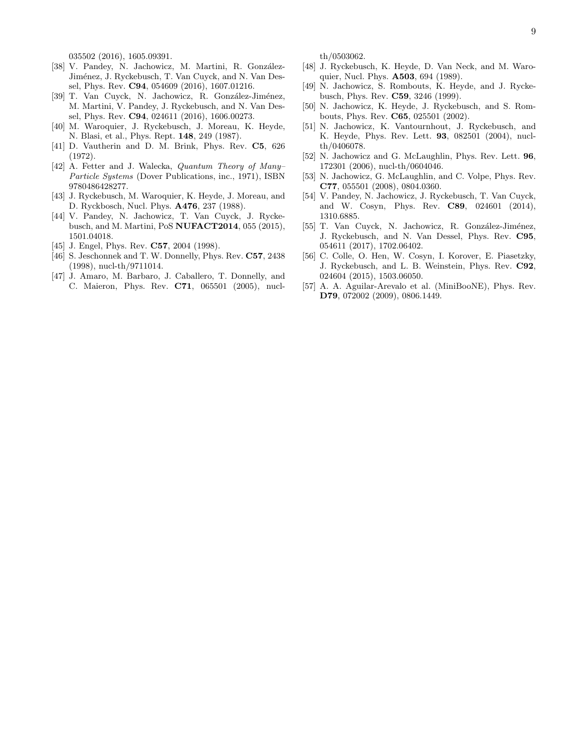035502 (2016), 1605.09391.

[38] V. Pandey, N. Jachowicz, M. Martini, R. González-Jiménez, J. Ryckebusch, T. Van Cuyck, and N. Van Dessel, Phys. Rev. **C94**, 054609 (2016), 1607.01216.

[39] T. Van Cuyck, N. Jachowicz, R. González-Jiménez, M. Martini, V. Pandey, J. Ryckebusch, and N. Van Dessel, Phys. Rev. **C94**, 024611 (2016), 1606.00273.

[40] M. Waroquier, J. Ryckebusch, J. Moreau, K. Heyde, N. Blasi, et al., Phys. Rept. **148**, 249 (1987).

[41] D. Vautherin and D. M. Brink, Phys. Rev. **C5**, 626 (1972).

[42] A. Fetter and J. Walecka, *Quantum Theory of Many–Particle Systems* (Dover Publications, inc., 1971), ISBN 9780486428277.

[43] J. Ryckebusch, M. Waroquier, K. Heyde, J. Moreau, and D. Ryckbosch, Nucl. Phys. **A476**, 237 (1988).

[44] V. Pandey, N. Jachowicz, T. Van Cuyck, J. Ryckebusch, and M. Martini, PoS **NUFACT2014**, 055 (2015), 1501.04018.

[45] J. Engel, Phys. Rev. **C57**, 2004 (1998).

[46] S. Jeschonnek and T. W. Donnelly, Phys. Rev. **C57**, 2438 (1998), nucl-th/9711014.

[47] J. Amaro, M. Barbaro, J. Caballero, T. Donnelly, and C. Maieron, Phys. Rev. **C71**, 065501 (2005), nucl-th/0503062.

[48] J. Ryckebusch, K. Heyde, D. Van Neck, and M. Waroquier, Nucl. Phys. **A503**, 694 (1989).

[49] N. Jachowicz, S. Rombouts, K. Heyde, and J. Ryckebusch, Phys. Rev. **C59**, 3246 (1999).

[50] N. Jachowicz, K. Heyde, J. Ryckebusch, and S. Rombouts, Phys. Rev. **C65**, 025501 (2002).

[51] N. Jachowicz, K. Vantournhout, J. Ryckebusch, and K. Heyde, Phys. Rev. Lett. **93**, 082501 (2004), nucl-th/0406078.

[52] N. Jachowicz and G. McLaughlin, Phys. Rev. Lett. **96**, 172301 (2006), nucl-th/0604046.

[53] N. Jachowicz, G. McLaughlin, and C. Volpe, Phys. Rev. **C77**, 055501 (2008), 0804.0360.

[54] V. Pandey, N. Jachowicz, J. Ryckebusch, T. Van Cuyck, and W. Cosyn, Phys. Rev. **C89**, 024601 (2014), 1310.6885.

[55] T. Van Cuyck, N. Jachowicz, R. González-Jiménez, J. Ryckebusch, and N. Van Dessel, Phys. Rev. **C95**, 054611 (2017), 1702.06402.

[56] C. Colle, O. Hen, W. Cosyn, I. Korover, E. Piasetzky, J. Ryckebusch, and L. B. Weinstein, Phys. Rev. **C92**, 024604 (2015), 1503.06050.

[57] A. A. Aguilar-Arevalo et al. (MiniBooNE), Phys. Rev. **D79**, 072002 (2009), 0806.1449.